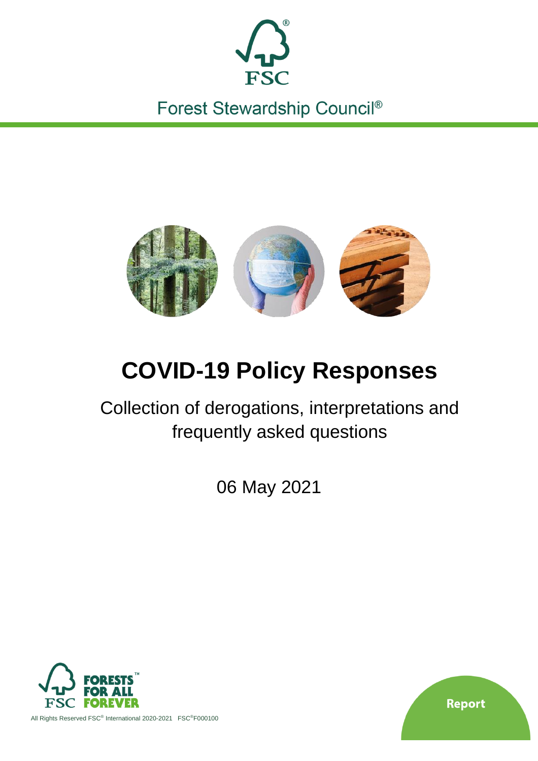Forest Stewardship Council®

# COVID-19 Policy Responses

Collection of derogations, interpretations and frequently asked questions

06 May 2021

FORESTS FOR ALL FOREVER

All Rights Reserved FSC® International 2020-2021 FSC®F000100

Report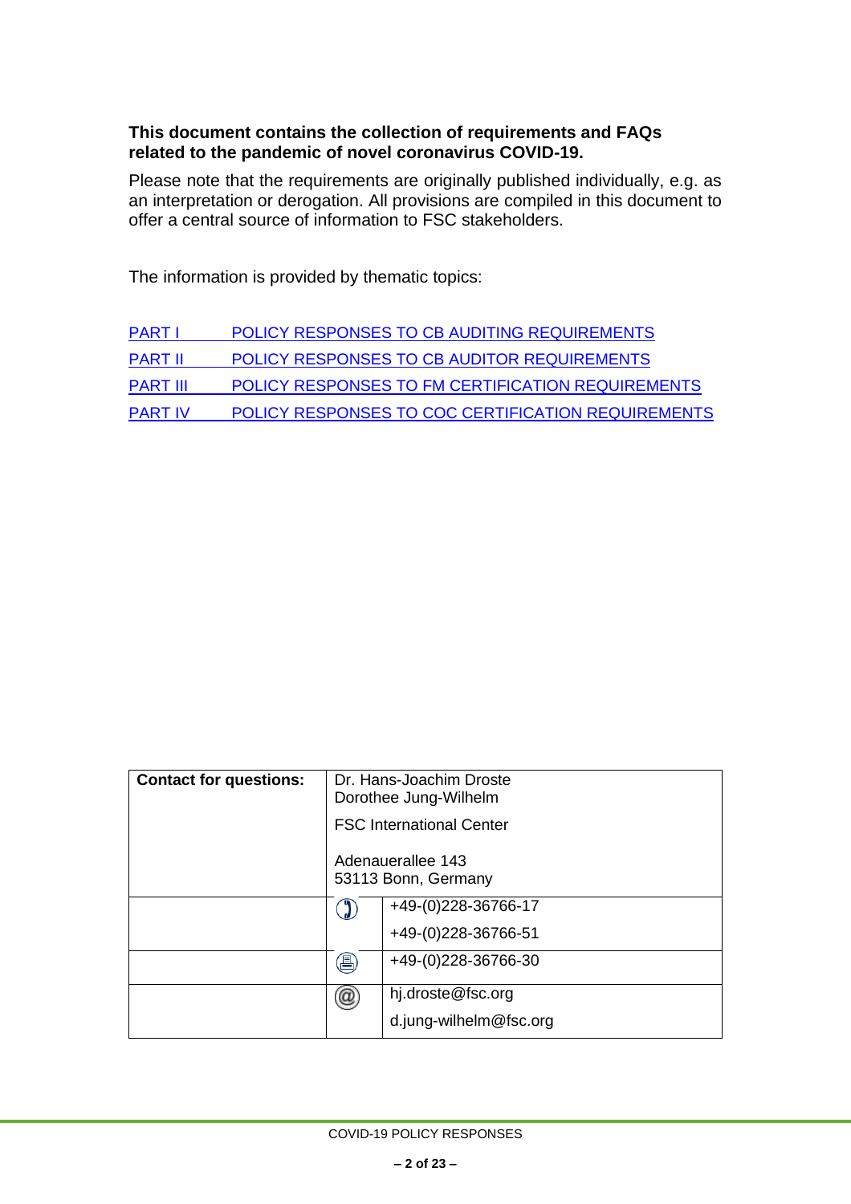**This document contains the collection of requirements and FAQs related to the pandemic of novel coronavirus COVID-19.**

Please note that the requirements are originally published individually, e.g. as an interpretation or derogation. All provisions are compiled in this document to offer a central source of information to FSC stakeholders.

The information is provided by thematic topics:

PART I POLICY RESPONSES TO CB AUDITING REQUIREMENTS

PART II POLICY RESPONSES TO CB AUDITOR REQUIREMENTS

PART III POLICY RESPONSES TO FM CERTIFICATION REQUIREMENTS

PART IV POLICY RESPONSES TO COC CERTIFICATION REQUIREMENTS

| **Contact for questions:** | Dr. Hans-Joachim Droste<br>Dorothee Jung-Wilhelm<br><br>FSC International Center<br><br>Adenauerallee 143<br>53113 Bonn, Germany | |
|---|---|---|
| | ☎ | +49-(0)228-36766-17<br>+49-(0)228-36766-51 |
| | 🖷 | +49-(0)228-36766-30 |
| | @ | hj.droste@fsc.org<br>d.jung-wilhelm@fsc.org |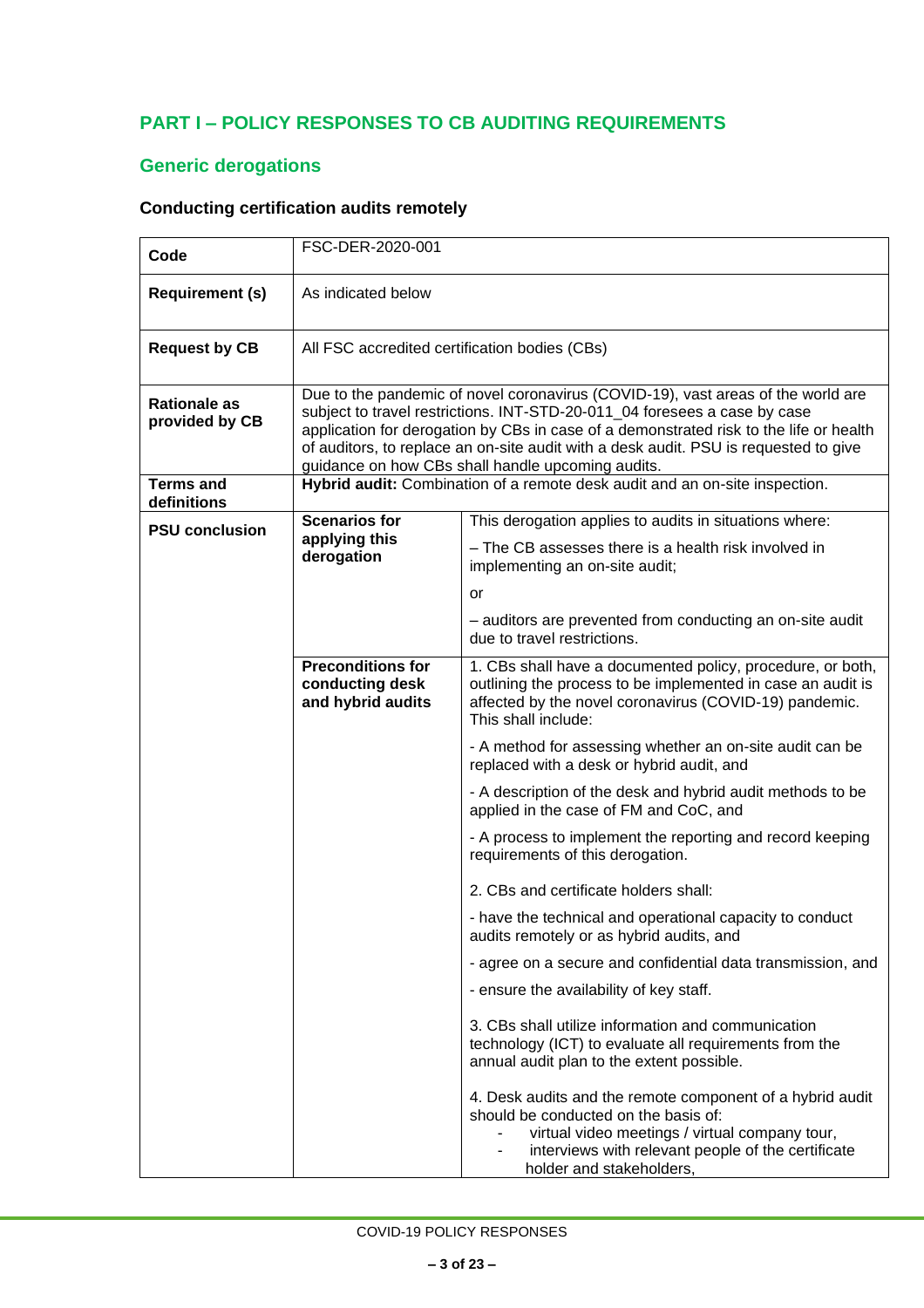## PART I – POLICY RESPONSES TO CB AUDITING REQUIREMENTS

### Generic derogations

#### Conducting certification audits remotely

| | | |
|---|---|---|
| **Code** | FSC-DER-2020-001 | |
| **Requirement (s)** | As indicated below | |
| **Request by CB** | All FSC accredited certification bodies (CBs) | |
| **Rationale as provided by CB** | Due to the pandemic of novel coronavirus (COVID-19), vast areas of the world are subject to travel restrictions. INT-STD-20-011_04 foresees a case by case application for derogation by CBs in case of a demonstrated risk to the life or health of auditors, to replace an on-site audit with a desk audit. PSU is requested to give guidance on how CBs shall handle upcoming audits. | |
| **Terms and definitions** | **Hybrid audit:** Combination of a remote desk audit and an on-site inspection. | |
| **PSU conclusion** | **Scenarios for applying this derogation** | This derogation applies to audits in situations where:<br><br>– The CB assesses there is a health risk involved in implementing an on-site audit;<br><br>or<br><br>– auditors are prevented from conducting an on-site audit due to travel restrictions. |
| | **Preconditions for conducting desk and hybrid audits** | 1. CBs shall have a documented policy, procedure, or both, outlining the process to be implemented in case an audit is affected by the novel coronavirus (COVID-19) pandemic. This shall include:<br><br>- A method for assessing whether an on-site audit can be replaced with a desk or hybrid audit, and<br><br>- A description of the desk and hybrid audit methods to be applied in the case of FM and CoC, and<br><br>- A process to implement the reporting and record keeping requirements of this derogation.<br><br>2. CBs and certificate holders shall:<br><br>- have the technical and operational capacity to conduct audits remotely or as hybrid audits, and<br><br>- agree on a secure and confidential data transmission, and<br><br>- ensure the availability of key staff.<br><br>3. CBs shall utilize information and communication technology (ICT) to evaluate all requirements from the annual audit plan to the extent possible.<br><br>4. Desk audits and the remote component of a hybrid audit should be conducted on the basis of:<br>- virtual video meetings / virtual company tour,<br>- interviews with relevant people of the certificate holder and stakeholders, |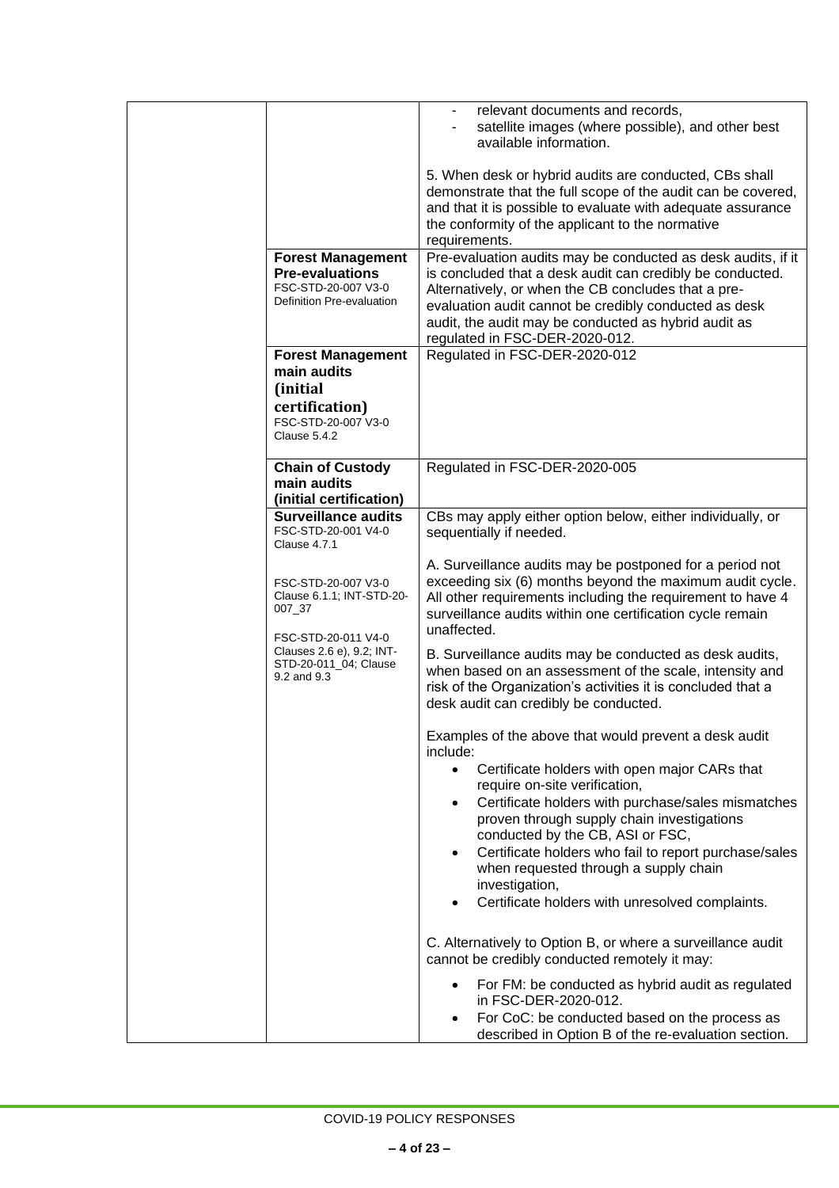| | | |
|---|---|---|
| | | - relevant documents and records,<br>- satellite images (where possible), and other best available information.<br><br>5. When desk or hybrid audits are conducted, CBs shall demonstrate that the full scope of the audit can be covered, and that it is possible to evaluate with adequate assurance the conformity of the applicant to the normative requirements. |
| | **Forest Management Pre-evaluations**<br>FSC-STD-20-007 V3-0 Definition Pre-evaluation | Pre-evaluation audits may be conducted as desk audits, if it is concluded that a desk audit can credibly be conducted. Alternatively, or when the CB concludes that a pre-evaluation audit cannot be credibly conducted as desk audit, the audit may be conducted as hybrid audit as regulated in FSC-DER-2020-012. |
| | **Forest Management main audits (initial certification)**<br>FSC-STD-20-007 V3-0 Clause 5.4.2 | Regulated in FSC-DER-2020-012 |
| | **Chain of Custody main audits (initial certification)** | Regulated in FSC-DER-2020-005 |
| | **Surveillance audits**<br>FSC-STD-20-001 V4-0 Clause 4.7.1<br><br>FSC-STD-20-007 V3-0 Clause 6.1.1; INT-STD-20-007_37<br><br>FSC-STD-20-011 V4-0 Clauses 2.6 e), 9.2; INT-STD-20-011_04; Clause 9.2 and 9.3 | CBs may apply either option below, either individually, or sequentially if needed.<br><br>A. Surveillance audits may be postponed for a period not exceeding six (6) months beyond the maximum audit cycle. All other requirements including the requirement to have 4 surveillance audits within one certification cycle remain unaffected.<br><br>B. Surveillance audits may be conducted as desk audits, when based on an assessment of the scale, intensity and risk of the Organization's activities it is concluded that a desk audit can credibly be conducted.<br><br>Examples of the above that would prevent a desk audit include:<br>• Certificate holders with open major CARs that require on-site verification,<br>• Certificate holders with purchase/sales mismatches proven through supply chain investigations conducted by the CB, ASI or FSC,<br>• Certificate holders who fail to report purchase/sales when requested through a supply chain investigation,<br>• Certificate holders with unresolved complaints.<br><br>C. Alternatively to Option B, or where a surveillance audit cannot be credibly conducted remotely it may:<br>• For FM: be conducted as hybrid audit as regulated in FSC-DER-2020-012.<br>• For CoC: be conducted based on the process as described in Option B of the re-evaluation section. |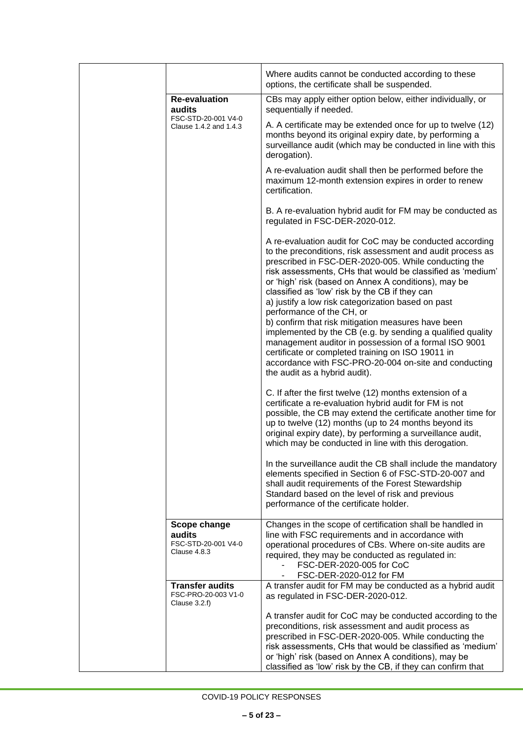| | | |
|---|---|---|
| | | Where audits cannot be conducted according to these options, the certificate shall be suspended. |
| | **Re-evaluation audits** FSC-STD-20-001 V4-0 Clause 1.4.2 and 1.4.3 | CBs may apply either option below, either individually, or sequentially if needed.<br><br>A. A certificate may be extended once for up to twelve (12) months beyond its original expiry date, by performing a surveillance audit (which may be conducted in line with this derogation).<br><br>A re-evaluation audit shall then be performed before the maximum 12-month extension expires in order to renew certification.<br><br>B. A re-evaluation hybrid audit for FM may be conducted as regulated in FSC-DER-2020-012.<br><br>A re-evaluation audit for CoC may be conducted according to the preconditions, risk assessment and audit process as prescribed in FSC-DER-2020-005. While conducting the risk assessments, CHs that would be classified as 'medium' or 'high' risk (based on Annex A conditions), may be classified as 'low' risk by the CB if they can<br>a) justify a low risk categorization based on past performance of the CH, or<br>b) confirm that risk mitigation measures have been implemented by the CB (e.g. by sending a qualified quality management auditor in possession of a formal ISO 9001 certificate or completed training on ISO 19011 in accordance with FSC-PRO-20-004 on-site and conducting the audit as a hybrid audit).<br><br>C. If after the first twelve (12) months extension of a certificate a re-evaluation hybrid audit for FM is not possible, the CB may extend the certificate another time for up to twelve (12) months (up to 24 months beyond its original expiry date), by performing a surveillance audit, which may be conducted in line with this derogation.<br><br>In the surveillance audit the CB shall include the mandatory elements specified in Section 6 of FSC-STD-20-007 and shall audit requirements of the Forest Stewardship Standard based on the level of risk and previous performance of the certificate holder. |
| | **Scope change audits** FSC-STD-20-001 V4-0 Clause 4.8.3 | Changes in the scope of certification shall be handled in line with FSC requirements and in accordance with operational procedures of CBs. Where on-site audits are required, they may be conducted as regulated in:<br>- FSC-DER-2020-005 for CoC<br>- FSC-DER-2020-012 for FM |
| | **Transfer audits** FSC-PRO-20-003 V1-0 Clause 3.2.f) | A transfer audit for FM may be conducted as a hybrid audit as regulated in FSC-DER-2020-012.<br><br>A transfer audit for CoC may be conducted according to the preconditions, risk assessment and audit process as prescribed in FSC-DER-2020-005. While conducting the risk assessments, CHs that would be classified as 'medium' or 'high' risk (based on Annex A conditions), may be classified as 'low' risk by the CB, if they can confirm that |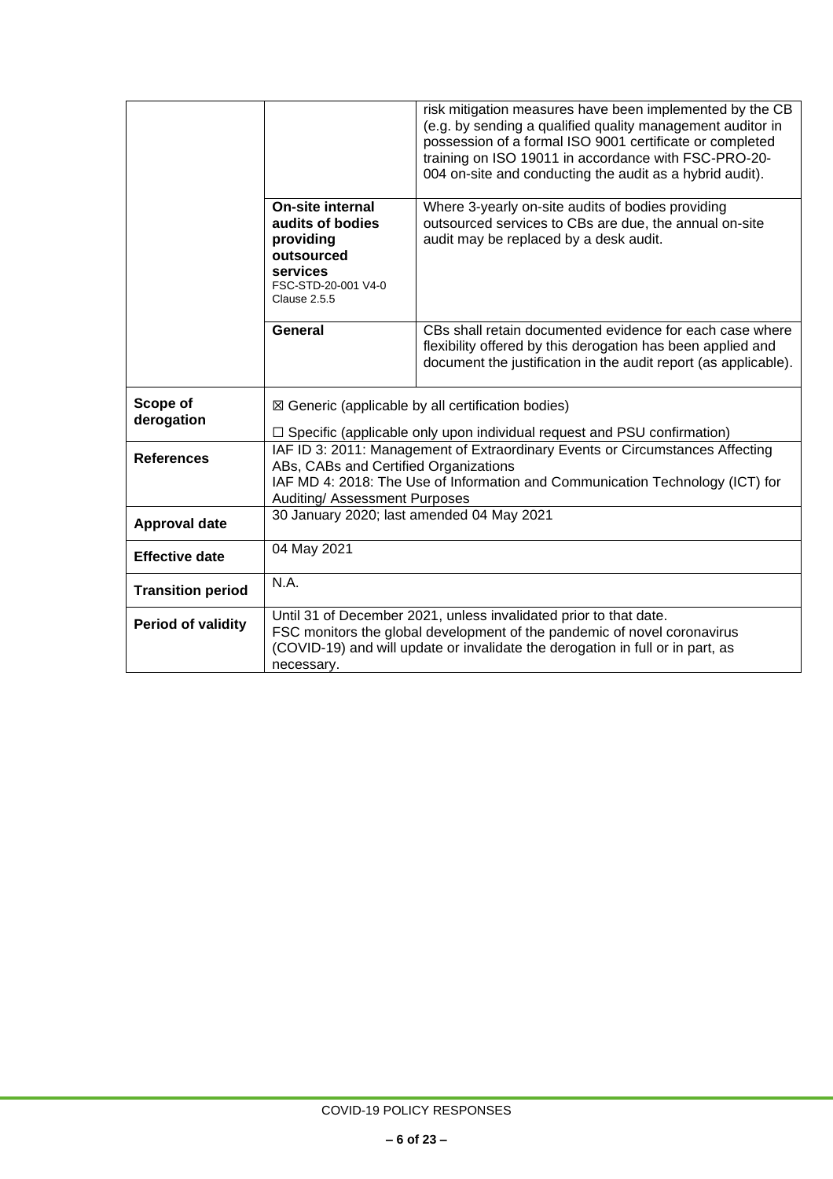| | | |
|---|---|---|
| | | risk mitigation measures have been implemented by the CB (e.g. by sending a qualified quality management auditor in possession of a formal ISO 9001 certificate or completed training on ISO 19011 in accordance with FSC-PRO-20-004 on-site and conducting the audit as a hybrid audit). |
| | **On-site internal audits of bodies providing outsourced services** FSC-STD-20-001 V4-0 Clause 2.5.5 | Where 3-yearly on-site audits of bodies providing outsourced services to CBs are due, the annual on-site audit may be replaced by a desk audit. |
| | **General** | CBs shall retain documented evidence for each case where flexibility offered by this derogation has been applied and document the justification in the audit report (as applicable). |
| **Scope of derogation** | ☒ Generic (applicable by all certification bodies)<br>☐ Specific (applicable only upon individual request and PSU confirmation) | |
| **References** | IAF ID 3: 2011: Management of Extraordinary Events or Circumstances Affecting ABs, CABs and Certified Organizations<br>IAF MD 4: 2018: The Use of Information and Communication Technology (ICT) for Auditing/ Assessment Purposes | |
| **Approval date** | 30 January 2020; last amended 04 May 2021 | |
| **Effective date** | 04 May 2021 | |
| **Transition period** | N.A. | |
| **Period of validity** | Until 31 of December 2021, unless invalidated prior to that date.<br>FSC monitors the global development of the pandemic of novel coronavirus (COVID-19) and will update or invalidate the derogation in full or in part, as necessary. | |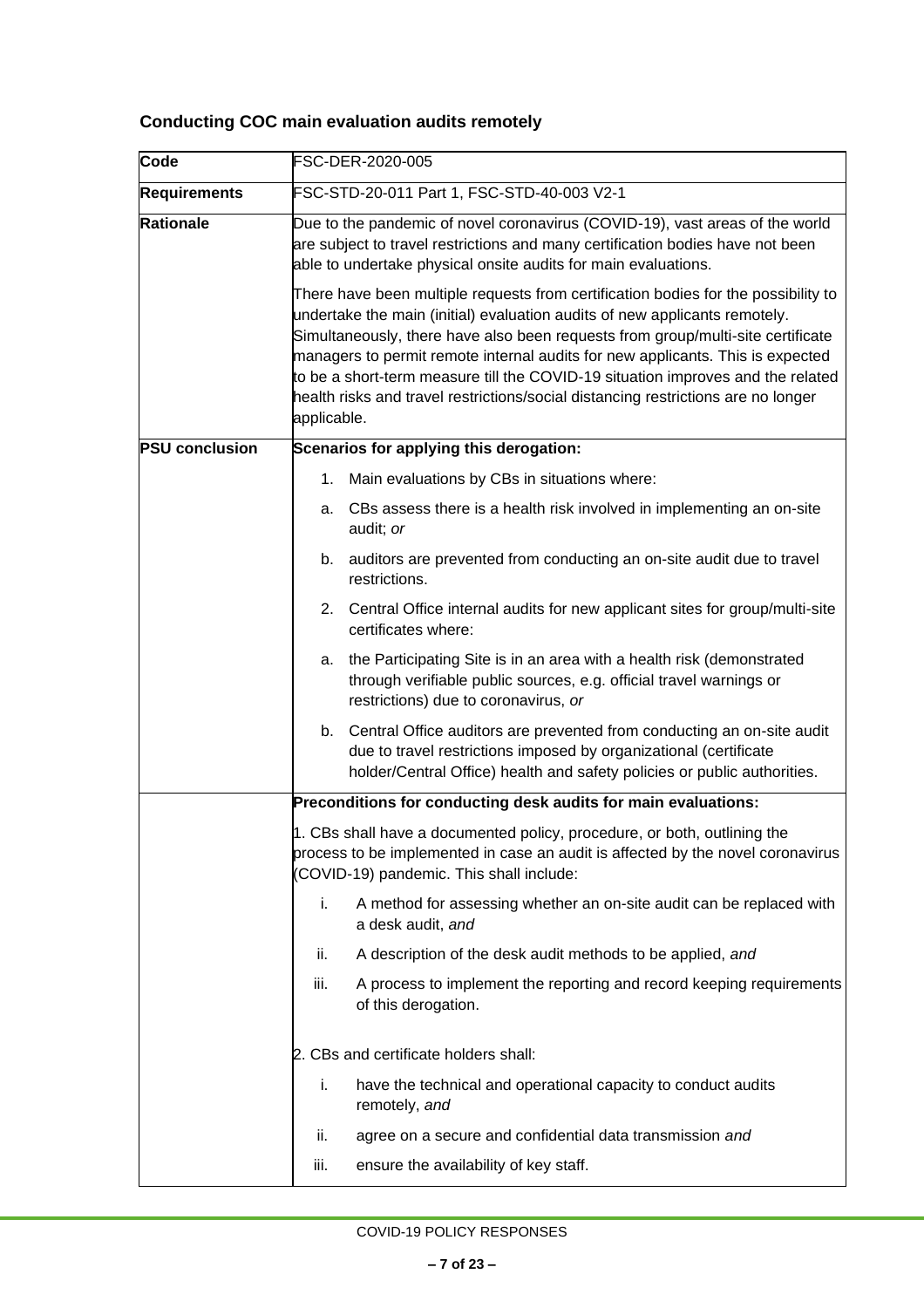### Conducting COC main evaluation audits remotely

| Code | FSC-DER-2020-005 |
|---|---|
| **Requirements** | FSC-STD-20-011 Part 1, FSC-STD-40-003 V2-1 |
| **Rationale** | Due to the pandemic of novel coronavirus (COVID-19), vast areas of the world are subject to travel restrictions and many certification bodies have not been able to undertake physical onsite audits for main evaluations.<br><br>There have been multiple requests from certification bodies for the possibility to undertake the main (initial) evaluation audits of new applicants remotely. Simultaneously, there have also been requests from group/multi-site certificate managers to permit remote internal audits for new applicants. This is expected to be a short-term measure till the COVID-19 situation improves and the related health risks and travel restrictions/social distancing restrictions are no longer applicable. |
| **PSU conclusion** | **Scenarios for applying this derogation:**<br><br>1. Main evaluations by CBs in situations where:<br><br>a. CBs assess there is a health risk involved in implementing an on-site audit; *or*<br><br>b. auditors are prevented from conducting an on-site audit due to travel restrictions.<br><br>2. Central Office internal audits for new applicant sites for group/multi-site certificates where:<br><br>a. the Participating Site is in an area with a health risk (demonstrated through verifiable public sources, e.g. official travel warnings or restrictions) due to coronavirus, *or*<br><br>b. Central Office auditors are prevented from conducting an on-site audit due to travel restrictions imposed by organizational (certificate holder/Central Office) health and safety policies or public authorities. |
| | **Preconditions for conducting desk audits for main evaluations:**<br><br>1. CBs shall have a documented policy, procedure, or both, outlining the process to be implemented in case an audit is affected by the novel coronavirus (COVID-19) pandemic. This shall include:<br><br>i. A method for assessing whether an on-site audit can be replaced with a desk audit, *and*<br><br>ii. A description of the desk audit methods to be applied, *and*<br><br>iii. A process to implement the reporting and record keeping requirements of this derogation.<br><br>2. CBs and certificate holders shall:<br><br>i. have the technical and operational capacity to conduct audits remotely, *and*<br><br>ii. agree on a secure and confidential data transmission *and*<br><br>iii. ensure the availability of key staff. |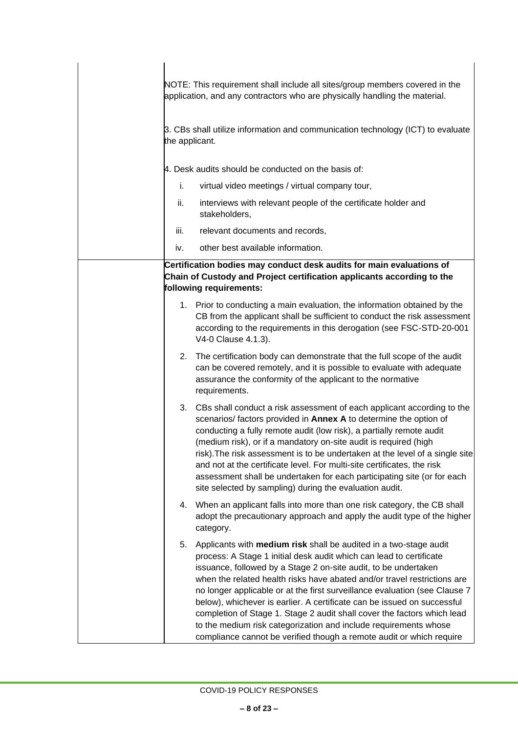| | |
|---|---|
| | NOTE: This requirement shall include all sites/group members covered in the application, and any contractors who are physically handling the material.<br><br>3. CBs shall utilize information and communication technology (ICT) to evaluate the applicant.<br><br>4. Desk audits should be conducted on the basis of:<br>i. virtual video meetings / virtual company tour,<br>ii. interviews with relevant people of the certificate holder and stakeholders,<br>iii. relevant documents and records,<br>iv. other best available information. |
| | **Certification bodies may conduct desk audits for main evaluations of Chain of Custody and Project certification applicants according to the following requirements:**<br><br>1. Prior to conducting a main evaluation, the information obtained by the CB from the applicant shall be sufficient to conduct the risk assessment according to the requirements in this derogation (see FSC-STD-20-001 V4-0 Clause 4.1.3).<br><br>2. The certification body can demonstrate that the full scope of the audit can be covered remotely, and it is possible to evaluate with adequate assurance the conformity of the applicant to the normative requirements.<br><br>3. CBs shall conduct a risk assessment of each applicant according to the scenarios/ factors provided in **Annex A** to determine the option of conducting a fully remote audit (low risk), a partially remote audit (medium risk), or if a mandatory on-site audit is required (high risk).The risk assessment is to be undertaken at the level of a single site and not at the certificate level. For multi-site certificates, the risk assessment shall be undertaken for each participating site (or for each site selected by sampling) during the evaluation audit.<br><br>4. When an applicant falls into more than one risk category, the CB shall adopt the precautionary approach and apply the audit type of the higher category.<br><br>5. Applicants with **medium risk** shall be audited in a two-stage audit process: A Stage 1 initial desk audit which can lead to certificate issuance, followed by a Stage 2 on-site audit, to be undertaken when the related health risks have abated and/or travel restrictions are no longer applicable or at the first surveillance evaluation (see Clause 7 below), whichever is earlier. A certificate can be issued on successful completion of Stage 1. Stage 2 audit shall cover the factors which lead to the medium risk categorization and include requirements whose compliance cannot be verified though a remote audit or which require |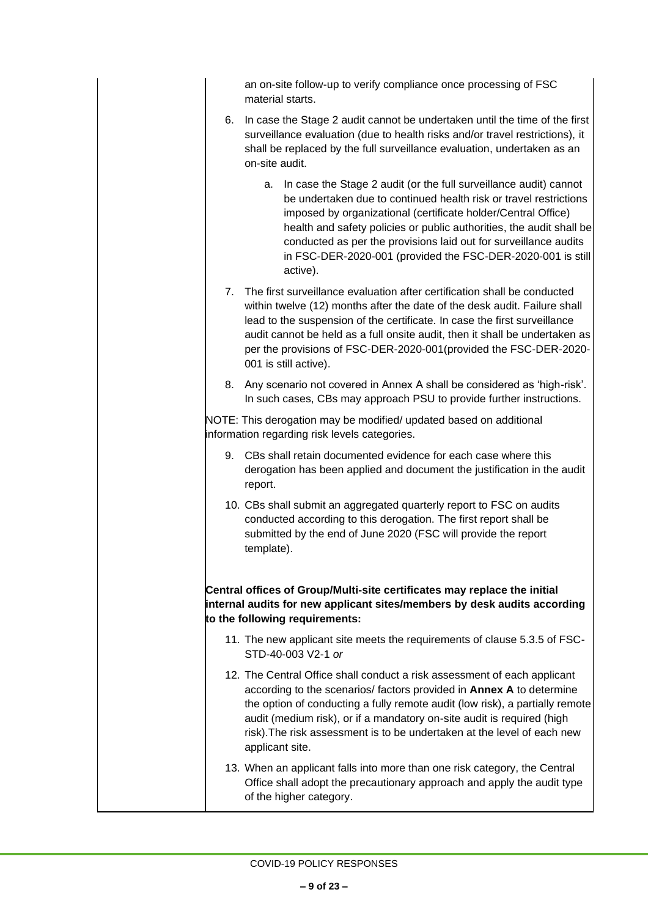| | an on-site follow-up to verify compliance once processing of FSC material starts.<br><br>6. In case the Stage 2 audit cannot be undertaken until the time of the first surveillance evaluation (due to health risks and/or travel restrictions), it shall be replaced by the full surveillance evaluation, undertaken as an on-site audit.<br><br>a. In case the Stage 2 audit (or the full surveillance audit) cannot be undertaken due to continued health risk or travel restrictions imposed by organizational (certificate holder/Central Office) health and safety policies or public authorities, the audit shall be conducted as per the provisions laid out for surveillance audits in FSC-DER-2020-001 (provided the FSC-DER-2020-001 is still active).<br><br>7. The first surveillance evaluation after certification shall be conducted within twelve (12) months after the date of the desk audit. Failure shall lead to the suspension of the certificate. In case the first surveillance audit cannot be held as a full onsite audit, then it shall be undertaken as per the provisions of FSC-DER-2020-001(provided the FSC-DER-2020-001 is still active).<br><br>8. Any scenario not covered in Annex A shall be considered as 'high-risk'. In such cases, CBs may approach PSU to provide further instructions.<br><br>NOTE: This derogation may be modified/ updated based on additional information regarding risk levels categories.<br><br>9. CBs shall retain documented evidence for each case where this derogation has been applied and document the justification in the audit report.<br><br>10. CBs shall submit an aggregated quarterly report to FSC on audits conducted according to this derogation. The first report shall be submitted by the end of June 2020 (FSC will provide the report template).<br><br>**Central offices of Group/Multi-site certificates may replace the initial internal audits for new applicant sites/members by desk audits according to the following requirements:**<br><br>11. The new applicant site meets the requirements of clause 5.3.5 of FSC-STD-40-003 V2-1 *or*<br><br>12. The Central Office shall conduct a risk assessment of each applicant according to the scenarios/ factors provided in **Annex A** to determine the option of conducting a fully remote audit (low risk), a partially remote audit (medium risk), or if a mandatory on-site audit is required (high risk).The risk assessment is to be undertaken at the level of each new applicant site.<br><br>13. When an applicant falls into more than one risk category, the Central Office shall adopt the precautionary approach and apply the audit type of the higher category. |
|---|---|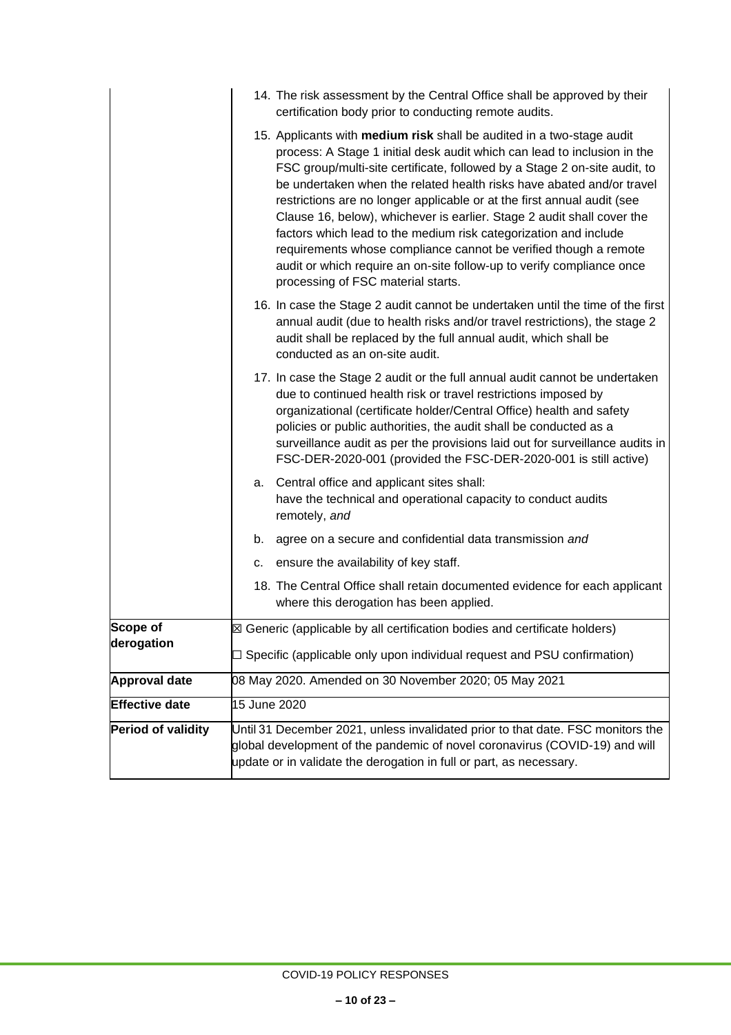| | |
|---|---|
| | 14. The risk assessment by the Central Office shall be approved by their certification body prior to conducting remote audits.<br><br>15. Applicants with **medium risk** shall be audited in a two-stage audit process: A Stage 1 initial desk audit which can lead to inclusion in the FSC group/multi-site certificate, followed by a Stage 2 on-site audit, to be undertaken when the related health risks have abated and/or travel restrictions are no longer applicable or at the first annual audit (see Clause 16, below), whichever is earlier. Stage 2 audit shall cover the factors which lead to the medium risk categorization and include requirements whose compliance cannot be verified though a remote audit or which require an on-site follow-up to verify compliance once processing of FSC material starts.<br><br>16. In case the Stage 2 audit cannot be undertaken until the time of the first annual audit (due to health risks and/or travel restrictions), the stage 2 audit shall be replaced by the full annual audit, which shall be conducted as an on-site audit.<br><br>17. In case the Stage 2 audit or the full annual audit cannot be undertaken due to continued health risk or travel restrictions imposed by organizational (certificate holder/Central Office) health and safety policies or public authorities, the audit shall be conducted as a surveillance audit as per the provisions laid out for surveillance audits in FSC-DER-2020-001 (provided the FSC-DER-2020-001 is still active)<br><br>a. Central office and applicant sites shall: have the technical and operational capacity to conduct audits remotely, *and*<br><br>b. agree on a secure and confidential data transmission *and*<br><br>c. ensure the availability of key staff.<br><br>18. The Central Office shall retain documented evidence for each applicant where this derogation has been applied. |
| **Scope of derogation** | ☒ Generic (applicable by all certification bodies and certificate holders)<br><br>☐ Specific (applicable only upon individual request and PSU confirmation) |
| **Approval date** | 08 May 2020. Amended on 30 November 2020; 05 May 2021 |
| **Effective date** | 15 June 2020 |
| **Period of validity** | Until 31 December 2021, unless invalidated prior to that date. FSC monitors the global development of the pandemic of novel coronavirus (COVID-19) and will update or in validate the derogation in full or part, as necessary. |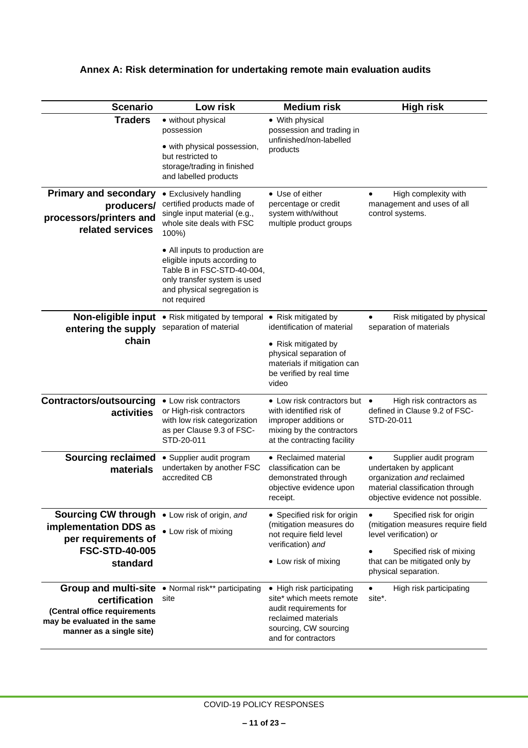### Annex A: Risk determination for undertaking remote main evaluation audits

| Scenario | Low risk | Medium risk | High risk |
|---|---|---|---|
| **Traders** | • without physical possession<br>• with physical possession, but restricted to storage/trading in finished and labelled products | • With physical possession and trading in unfinished/non-labelled products | |
| **Primary and secondary producers/ processors/printers and related services** | • Exclusively handling certified products made of single input material (e.g., whole site deals with FSC 100%)<br>• All inputs to production are eligible inputs according to Table B in FSC-STD-40-004, only transfer system is used and physical segregation is not required | • Use of either percentage or credit system with/without multiple product groups | • High complexity with management and uses of all control systems. |
| **Non-eligible input entering the supply chain** | • Risk mitigated by temporal separation of material | • Risk mitigated by identification of material<br>• Risk mitigated by physical separation of materials if mitigation can be verified by real time video | • Risk mitigated by physical separation of materials |
| **Contractors/outsourcing activities** | • Low risk contractors or High-risk contractors with low risk categorization as per Clause 9.3 of FSC-STD-20-011 | • Low risk contractors but with identified risk of improper additions or mixing by the contractors at the contracting facility | • High risk contractors as defined in Clause 9.2 of FSC-STD-20-011 |
| **Sourcing reclaimed materials** | • Supplier audit program undertaken by another FSC accredited CB | • Reclaimed material classification can be demonstrated through objective evidence upon receipt. | • Supplier audit program undertaken by applicant organization *and* reclaimed material classification through objective evidence not possible. |
| **Sourcing CW through implementation DDS as per requirements of FSC-STD-40-005 standard** | • Low risk of origin, *and*<br>• Low risk of mixing | • Specified risk for origin (mitigation measures do not require field level verification) *and*<br>• Low risk of mixing | • Specified risk for origin (mitigation measures require field level verification) *or*<br>• Specified risk of mixing that can be mitigated only by physical separation. |
| **Group and multi-site certification**<br>**(Central office requirements may be evaluated in the same manner as a single site)** | • Normal risk** participating site | • High risk participating site* which meets remote audit requirements for reclaimed materials sourcing, CW sourcing and for contractors | • High risk participating site*. |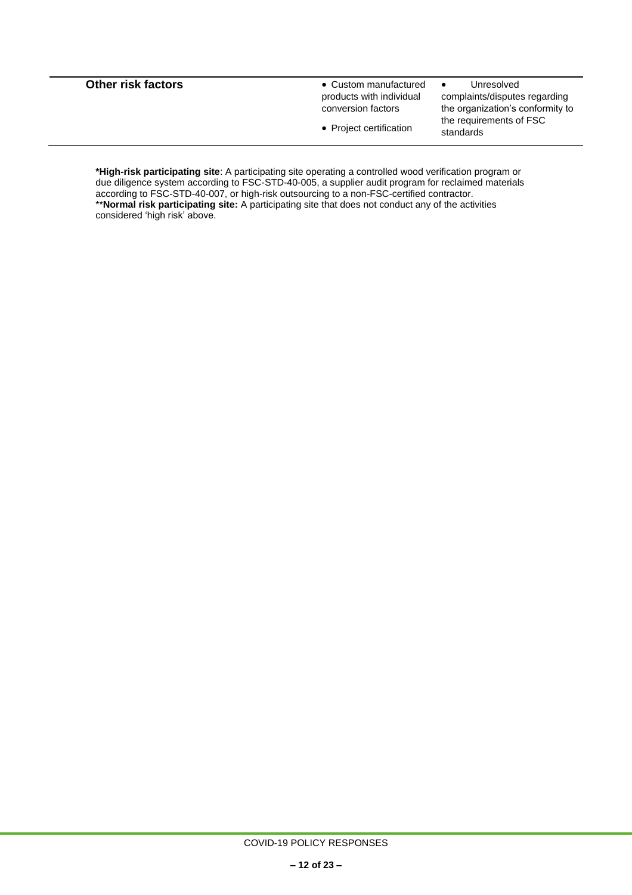| **Other risk factors** | • Custom manufactured products with individual conversion factors<br>• Project certification | • Unresolved complaints/disputes regarding the organization's conformity to the requirements of FSC standards |
|---|---|---|

***High-risk participating site**: A participating site operating a controlled wood verification program or due diligence system according to FSC-STD-40-005, a supplier audit program for reclaimed materials according to FSC-STD-40-007, or high-risk outsourcing to a non-FSC-certified contractor.
****Normal risk participating site:** A participating site that does not conduct any of the activities considered 'high risk' above.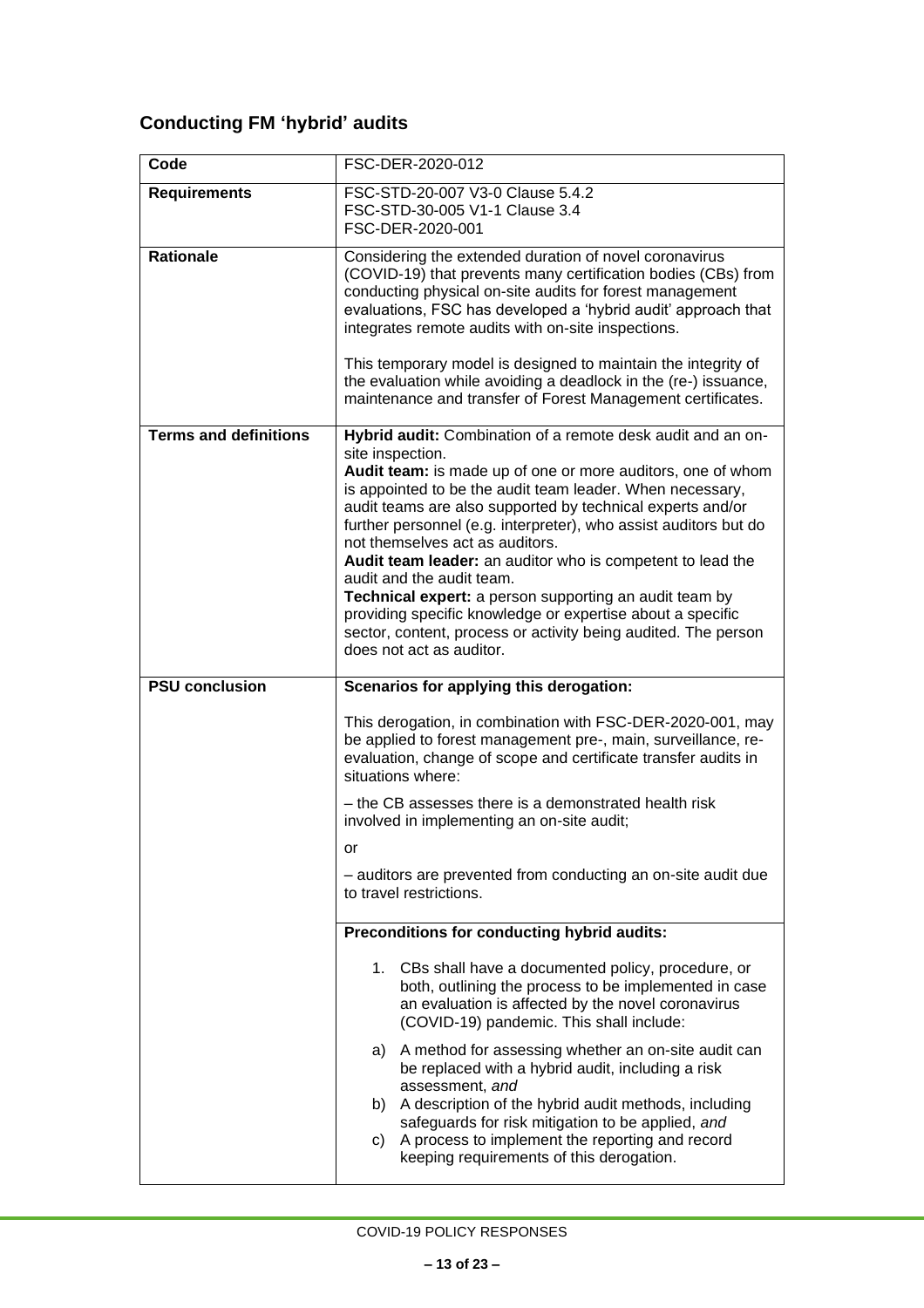## Conducting FM 'hybrid' audits

| **Code** | FSC-DER-2020-012 |
|---|---|
| **Requirements** | FSC-STD-20-007 V3-0 Clause 5.4.2<br>FSC-STD-30-005 V1-1 Clause 3.4<br>FSC-DER-2020-001 |
| **Rationale** | Considering the extended duration of novel coronavirus (COVID-19) that prevents many certification bodies (CBs) from conducting physical on-site audits for forest management evaluations, FSC has developed a 'hybrid audit' approach that integrates remote audits with on-site inspections.<br><br>This temporary model is designed to maintain the integrity of the evaluation while avoiding a deadlock in the (re-) issuance, maintenance and transfer of Forest Management certificates. |
| **Terms and definitions** | **Hybrid audit:** Combination of a remote desk audit and an on-site inspection.<br>**Audit team:** is made up of one or more auditors, one of whom is appointed to be the audit team leader. When necessary, audit teams are also supported by technical experts and/or further personnel (e.g. interpreter), who assist auditors but do not themselves act as auditors.<br>**Audit team leader:** an auditor who is competent to lead the audit and the audit team.<br>**Technical expert:** a person supporting an audit team by providing specific knowledge or expertise about a specific sector, content, process or activity being audited. The person does not act as auditor. |
| **PSU conclusion** | **Scenarios for applying this derogation:**<br><br>This derogation, in combination with FSC-DER-2020-001, may be applied to forest management pre-, main, surveillance, re-evaluation, change of scope and certificate transfer audits in situations where:<br><br>– the CB assesses there is a demonstrated health risk involved in implementing an on-site audit;<br><br>or<br><br>– auditors are prevented from conducting an on-site audit due to travel restrictions. |
| | **Preconditions for conducting hybrid audits:**<br><br>1. CBs shall have a documented policy, procedure, or both, outlining the process to be implemented in case an evaluation is affected by the novel coronavirus (COVID-19) pandemic. This shall include:<br><br>a) A method for assessing whether an on-site audit can be replaced with a hybrid audit, including a risk assessment, *and*<br>b) A description of the hybrid audit methods, including safeguards for risk mitigation to be applied, *and*<br>c) A process to implement the reporting and record keeping requirements of this derogation. |

COVID-19 POLICY RESPONSES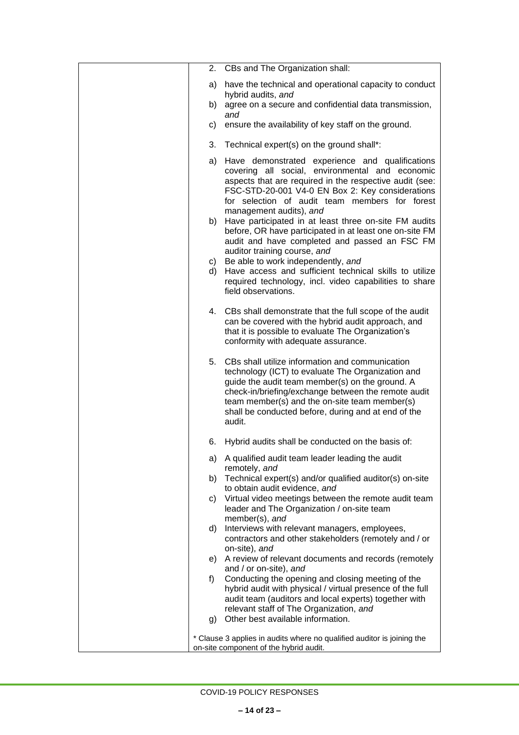| | 2. CBs and The Organization shall:<br><br>a) have the technical and operational capacity to conduct hybrid audits, *and*<br>b) agree on a secure and confidential data transmission, *and*<br>c) ensure the availability of key staff on the ground.<br><br>3. Technical expert(s) on the ground shall*:<br><br>a) Have demonstrated experience and qualifications covering all social, environmental and economic aspects that are required in the respective audit (see: FSC-STD-20-001 V4-0 EN Box 2: Key considerations for selection of audit team members for forest management audits), *and*<br>b) Have participated in at least three on-site FM audits before, OR have participated in at least one on-site FM audit and have completed and passed an FSC FM auditor training course, *and*<br>c) Be able to work independently, *and*<br>d) Have access and sufficient technical skills to utilize required technology, incl. video capabilities to share field observations.<br><br>4. CBs shall demonstrate that the full scope of the audit can be covered with the hybrid audit approach, and that it is possible to evaluate The Organization's conformity with adequate assurance.<br><br>5. CBs shall utilize information and communication technology (ICT) to evaluate The Organization and guide the audit team member(s) on the ground. A check-in/briefing/exchange between the remote audit team member(s) and the on-site team member(s) shall be conducted before, during and at end of the audit.<br><br>6. Hybrid audits shall be conducted on the basis of:<br><br>a) A qualified audit team leader leading the audit remotely, *and*<br>b) Technical expert(s) and/or qualified auditor(s) on-site to obtain audit evidence, *and*<br>c) Virtual video meetings between the remote audit team leader and The Organization / on-site team member(s), *and*<br>d) Interviews with relevant managers, employees, contractors and other stakeholders (remotely and / or on-site), *and*<br>e) A review of relevant documents and records (remotely and / or on-site), *and*<br>f) Conducting the opening and closing meeting of the hybrid audit with physical / virtual presence of the full audit team (auditors and local experts) together with relevant staff of The Organization, *and*<br>g) Other best available information.<br><br>* Clause 3 applies in audits where no qualified auditor is joining the on-site component of the hybrid audit. |
|---|---|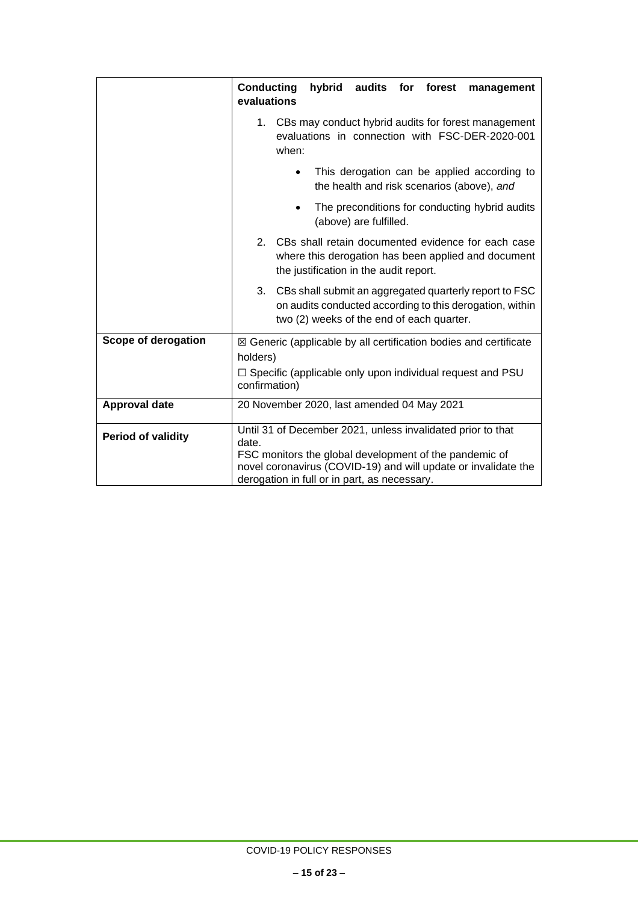| | **Conducting hybrid audits for forest management evaluations**<br><br>1. CBs may conduct hybrid audits for forest management evaluations in connection with FSC-DER-2020-001 when:<br>   - This derogation can be applied according to the health and risk scenarios (above), *and*<br>   - The preconditions for conducting hybrid audits (above) are fulfilled.<br><br>2. CBs shall retain documented evidence for each case where this derogation has been applied and document the justification in the audit report.<br><br>3. CBs shall submit an aggregated quarterly report to FSC on audits conducted according to this derogation, within two (2) weeks of the end of each quarter. |
|---|---|
| **Scope of derogation** | ☒ Generic (applicable by all certification bodies and certificate holders)<br>☐ Specific (applicable only upon individual request and PSU confirmation) |
| **Approval date** | 20 November 2020, last amended 04 May 2021 |
| **Period of validity** | Until 31 of December 2021, unless invalidated prior to that date.<br>FSC monitors the global development of the pandemic of novel coronavirus (COVID-19) and will update or invalidate the derogation in full or in part, as necessary. |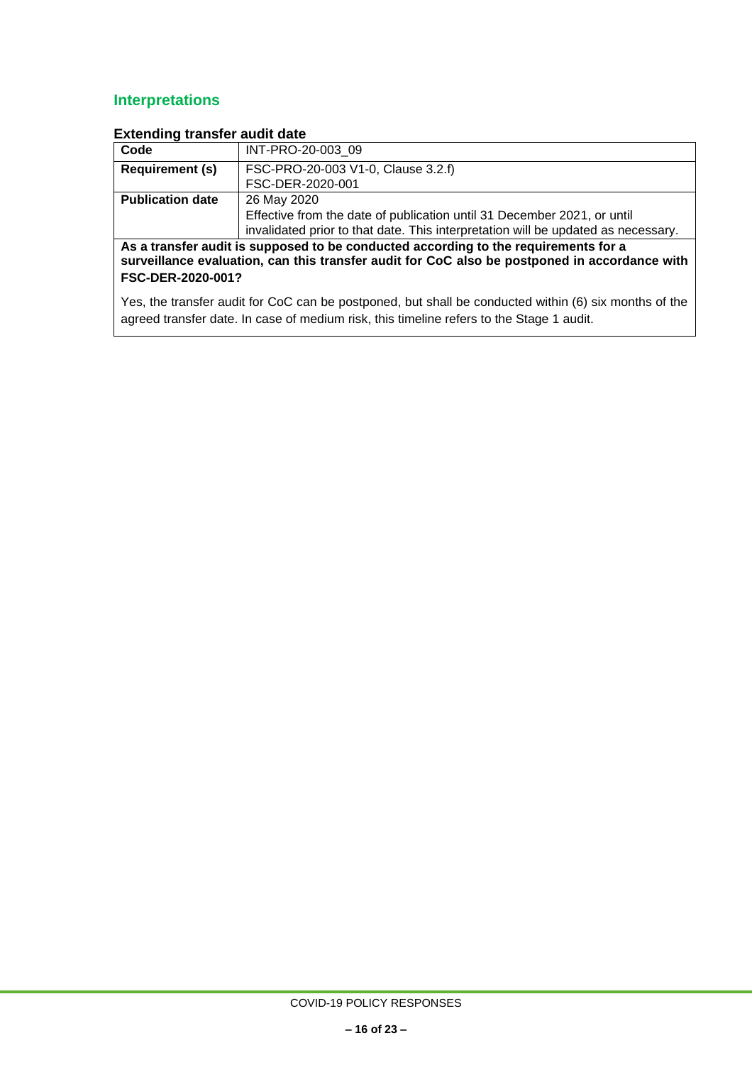## Interpretations

### Extending transfer audit date

| Code | INT-PRO-20-003_09 |
|---|---|
| **Requirement (s)** | FSC-PRO-20-003 V1-0, Clause 3.2.f)<br>FSC-DER-2020-001 |
| **Publication date** | 26 May 2020<br>Effective from the date of publication until 31 December 2021, or until invalidated prior to that date. This interpretation will be updated as necessary. |
| **As a transfer audit is supposed to be conducted according to the requirements for a surveillance evaluation, can this transfer audit for CoC also be postponed in accordance with FSC-DER-2020-001?**<br><br>Yes, the transfer audit for CoC can be postponed, but shall be conducted within (6) six months of the agreed transfer date. In case of medium risk, this timeline refers to the Stage 1 audit. | |

COVID-19 POLICY RESPONSES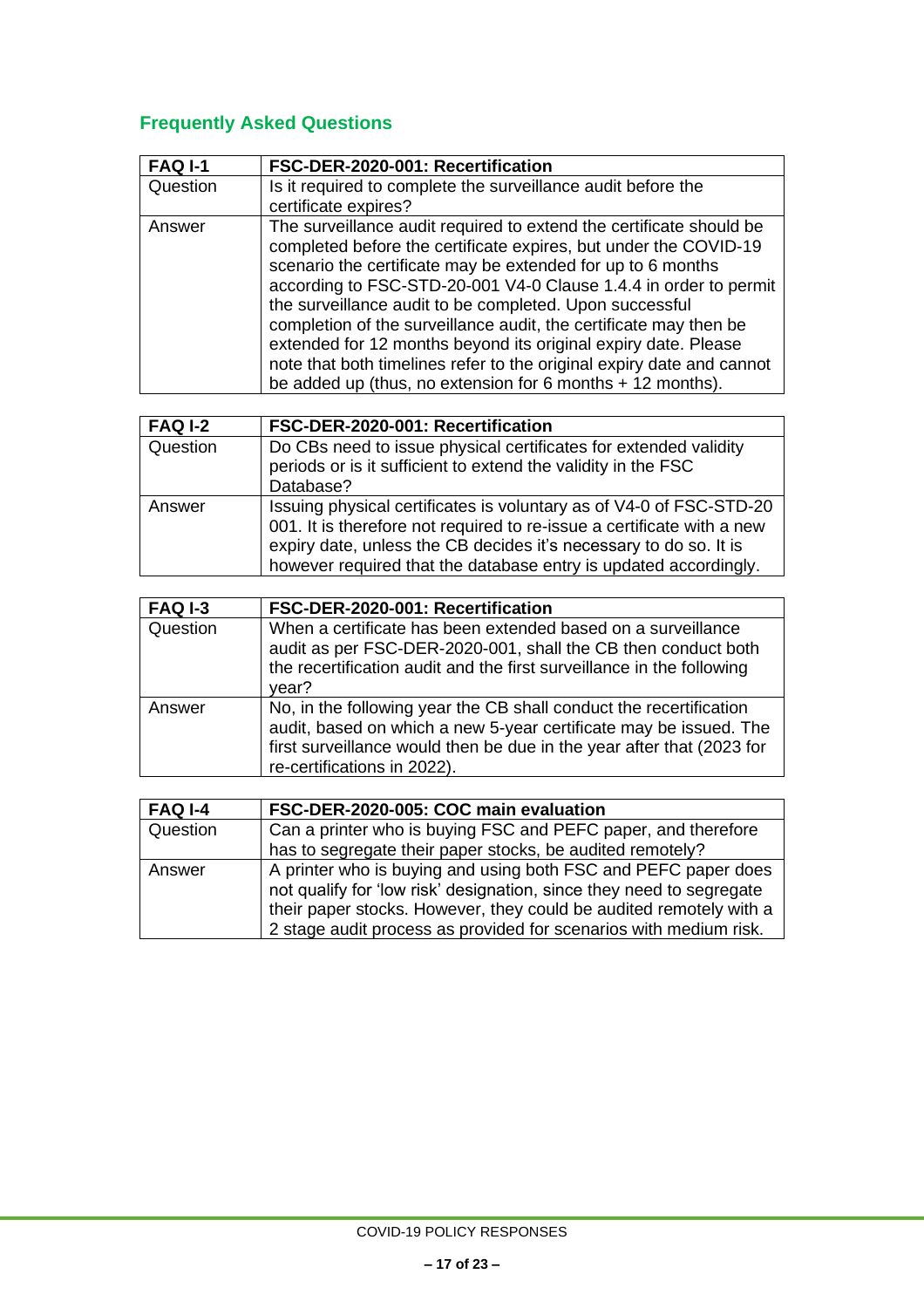## Frequently Asked Questions

| **FAQ I-1** | **FSC-DER-2020-001: Recertification** |
| --- | --- |
| Question | Is it required to complete the surveillance audit before the certificate expires? |
| Answer | The surveillance audit required to extend the certificate should be completed before the certificate expires, but under the COVID-19 scenario the certificate may be extended for up to 6 months according to FSC-STD-20-001 V4-0 Clause 1.4.4 in order to permit the surveillance audit to be completed. Upon successful completion of the surveillance audit, the certificate may then be extended for 12 months beyond its original expiry date. Please note that both timelines refer to the original expiry date and cannot be added up (thus, no extension for 6 months + 12 months). |

| **FAQ I-2** | **FSC-DER-2020-001: Recertification** |
| --- | --- |
| Question | Do CBs need to issue physical certificates for extended validity periods or is it sufficient to extend the validity in the FSC Database? |
| Answer | Issuing physical certificates is voluntary as of V4-0 of FSC-STD-20 001. It is therefore not required to re-issue a certificate with a new expiry date, unless the CB decides it's necessary to do so. It is however required that the database entry is updated accordingly. |

| **FAQ I-3** | **FSC-DER-2020-001: Recertification** |
| --- | --- |
| Question | When a certificate has been extended based on a surveillance audit as per FSC-DER-2020-001, shall the CB then conduct both the recertification audit and the first surveillance in the following year? |
| Answer | No, in the following year the CB shall conduct the recertification audit, based on which a new 5-year certificate may be issued. The first surveillance would then be due in the year after that (2023 for re-certifications in 2022). |

| **FAQ I-4** | **FSC-DER-2020-005: COC main evaluation** |
| --- | --- |
| Question | Can a printer who is buying FSC and PEFC paper, and therefore has to segregate their paper stocks, be audited remotely? |
| Answer | A printer who is buying and using both FSC and PEFC paper does not qualify for 'low risk' designation, since they need to segregate their paper stocks. However, they could be audited remotely with a 2 stage audit process as provided for scenarios with medium risk. |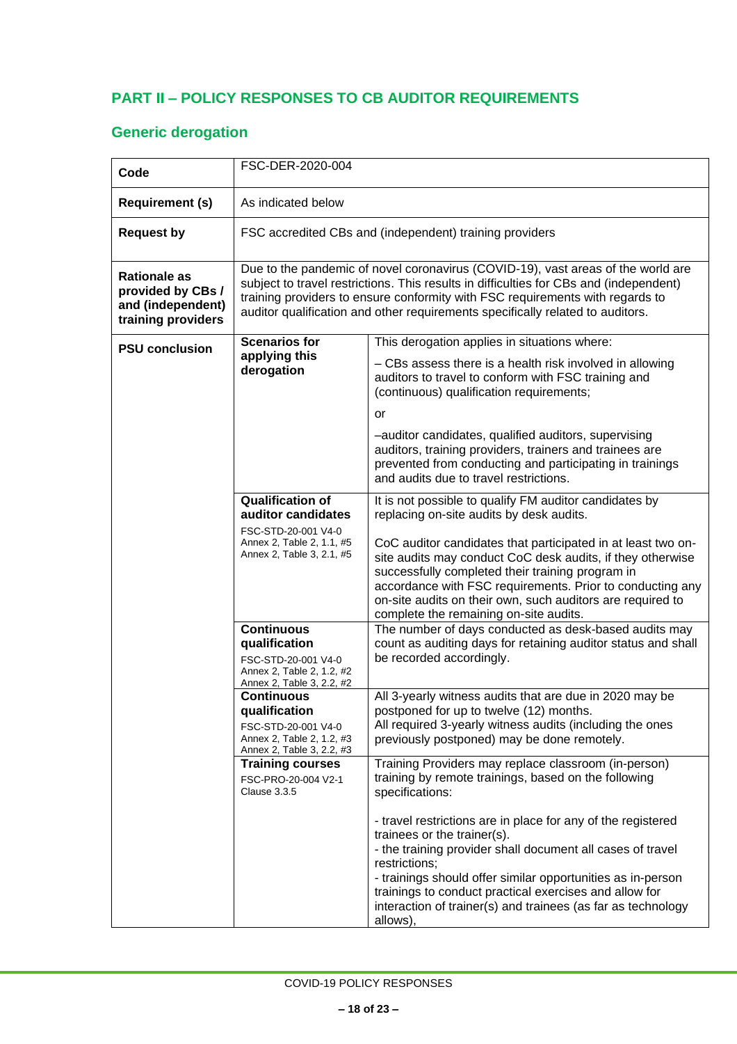## PART II – POLICY RESPONSES TO CB AUDITOR REQUIREMENTS

### Generic derogation

| Code | FSC-DER-2020-004 | |
|---|---|---|
| **Requirement (s)** | As indicated below | |
| **Request by** | FSC accredited CBs and (independent) training providers | |
| **Rationale as provided by CBs / and (independent) training providers** | Due to the pandemic of novel coronavirus (COVID-19), vast areas of the world are subject to travel restrictions. This results in difficulties for CBs and (independent) training providers to ensure conformity with FSC requirements with regards to auditor qualification and other requirements specifically related to auditors. | |
| **PSU conclusion** | **Scenarios for applying this derogation** | This derogation applies in situations where:<br><br>– CBs assess there is a health risk involved in allowing auditors to travel to conform with FSC training and (continuous) qualification requirements;<br><br>or<br><br>–auditor candidates, qualified auditors, supervising auditors, training providers, trainers and trainees are prevented from conducting and participating in trainings and audits due to travel restrictions. |
| | **Qualification of auditor candidates**<br>FSC-STD-20-001 V4-0<br>Annex 2, Table 2, 1.1, #5<br>Annex 2, Table 3, 2.1, #5 | It is not possible to qualify FM auditor candidates by replacing on-site audits by desk audits.<br><br>CoC auditor candidates that participated in at least two on-site audits may conduct CoC desk audits, if they otherwise successfully completed their training program in accordance with FSC requirements. Prior to conducting any on-site audits on their own, such auditors are required to complete the remaining on-site audits. |
| | **Continuous qualification**<br>FSC-STD-20-001 V4-0<br>Annex 2, Table 2, 1.2, #2<br>Annex 2, Table 3, 2.2, #2 | The number of days conducted as desk-based audits may count as auditing days for retaining auditor status and shall be recorded accordingly. |
| | **Continuous qualification**<br>FSC-STD-20-001 V4-0<br>Annex 2, Table 2, 1.2, #3<br>Annex 2, Table 3, 2.2, #3 | All 3-yearly witness audits that are due in 2020 may be postponed for up to twelve (12) months.<br>All required 3-yearly witness audits (including the ones previously postponed) may be done remotely. |
| | **Training courses**<br>FSC-PRO-20-004 V2-1<br>Clause 3.3.5 | Training Providers may replace classroom (in-person) training by remote trainings, based on the following specifications:<br><br>- travel restrictions are in place for any of the registered trainees or the trainer(s).<br>- the training provider shall document all cases of travel restrictions;<br>- trainings should offer similar opportunities as in-person trainings to conduct practical exercises and allow for interaction of trainer(s) and trainees (as far as technology allows), |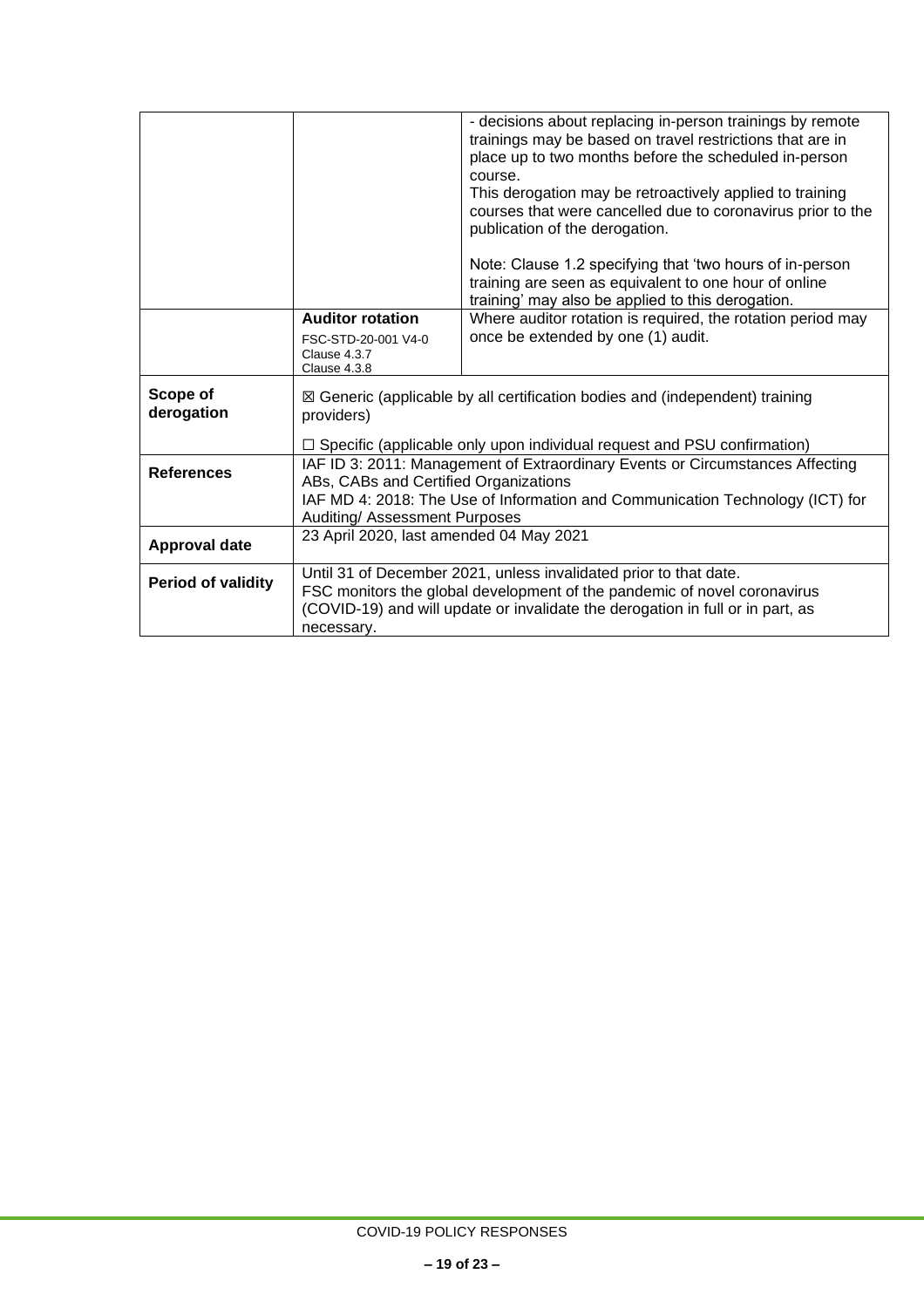| | | |
|---|---|---|
| | | - decisions about replacing in-person trainings by remote trainings may be based on travel restrictions that are in place up to two months before the scheduled in-person course.<br>This derogation may be retroactively applied to training courses that were cancelled due to coronavirus prior to the publication of the derogation.<br><br>Note: Clause 1.2 specifying that 'two hours of in-person training are seen as equivalent to one hour of online training' may also be applied to this derogation. |
| | **Auditor rotation**<br>FSC-STD-20-001 V4-0<br>Clause 4.3.7<br>Clause 4.3.8 | Where auditor rotation is required, the rotation period may once be extended by one (1) audit. |
| **Scope of derogation** | ☒ Generic (applicable by all certification bodies and (independent) training providers)<br><br>☐ Specific (applicable only upon individual request and PSU confirmation) | |
| **References** | IAF ID 3: 2011: Management of Extraordinary Events or Circumstances Affecting ABs, CABs and Certified Organizations<br>IAF MD 4: 2018: The Use of Information and Communication Technology (ICT) for Auditing/ Assessment Purposes | |
| **Approval date** | 23 April 2020, last amended 04 May 2021 | |
| **Period of validity** | Until 31 of December 2021, unless invalidated prior to that date.<br>FSC monitors the global development of the pandemic of novel coronavirus (COVID-19) and will update or invalidate the derogation in full or in part, as necessary. | |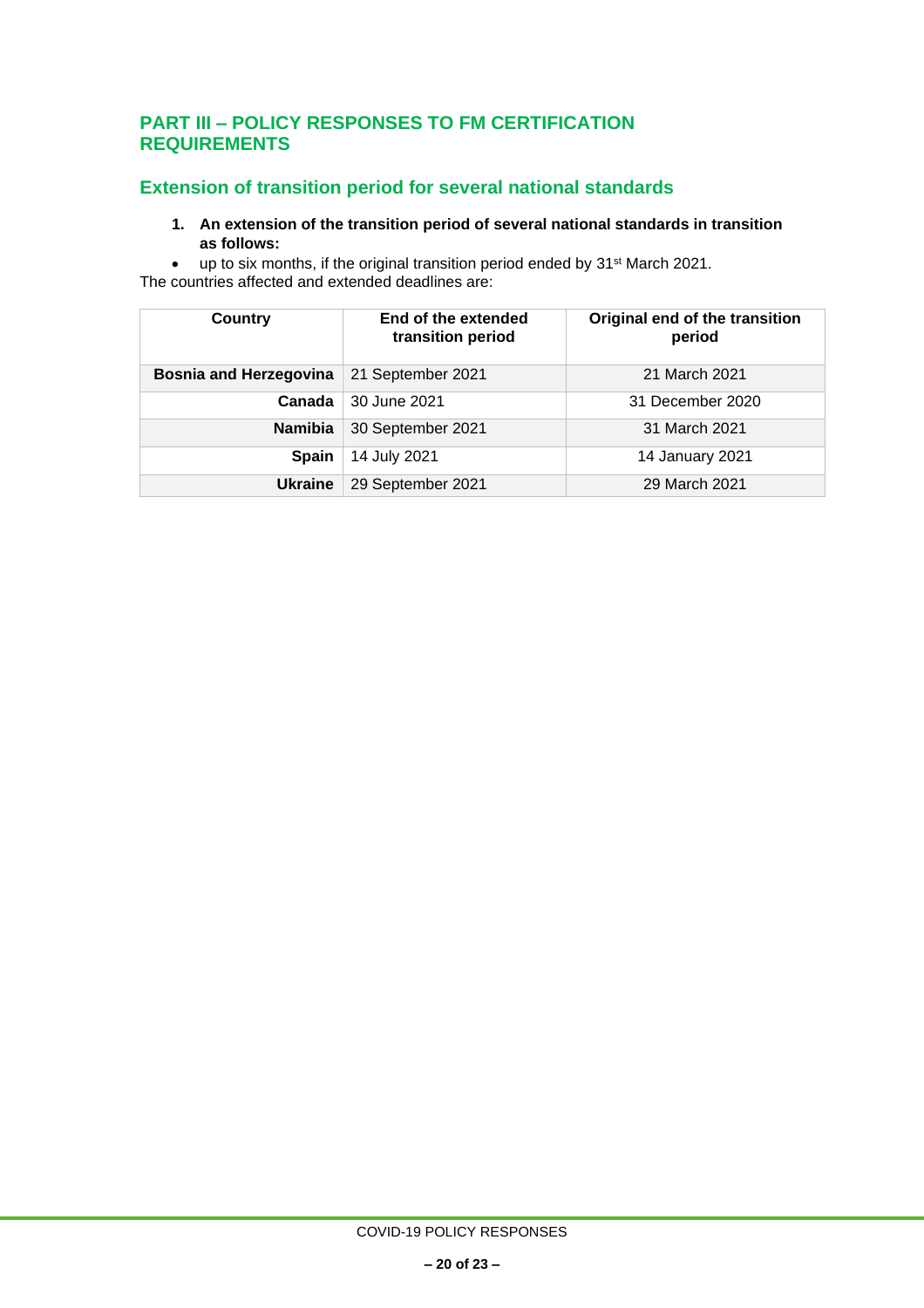## PART III – POLICY RESPONSES TO FM CERTIFICATION REQUIREMENTS

### Extension of transition period for several national standards

1. **An extension of the transition period of several national standards in transition as follows:**

- up to six months, if the original transition period ended by 31st March 2021.

The countries affected and extended deadlines are:

| Country | End of the extended transition period | Original end of the transition period |
|---|---|---|
| **Bosnia and Herzegovina** | 21 September 2021 | 21 March 2021 |
| **Canada** | 30 June 2021 | 31 December 2020 |
| **Namibia** | 30 September 2021 | 31 March 2021 |
| **Spain** | 14 July 2021 | 14 January 2021 |
| **Ukraine** | 29 September 2021 | 29 March 2021 |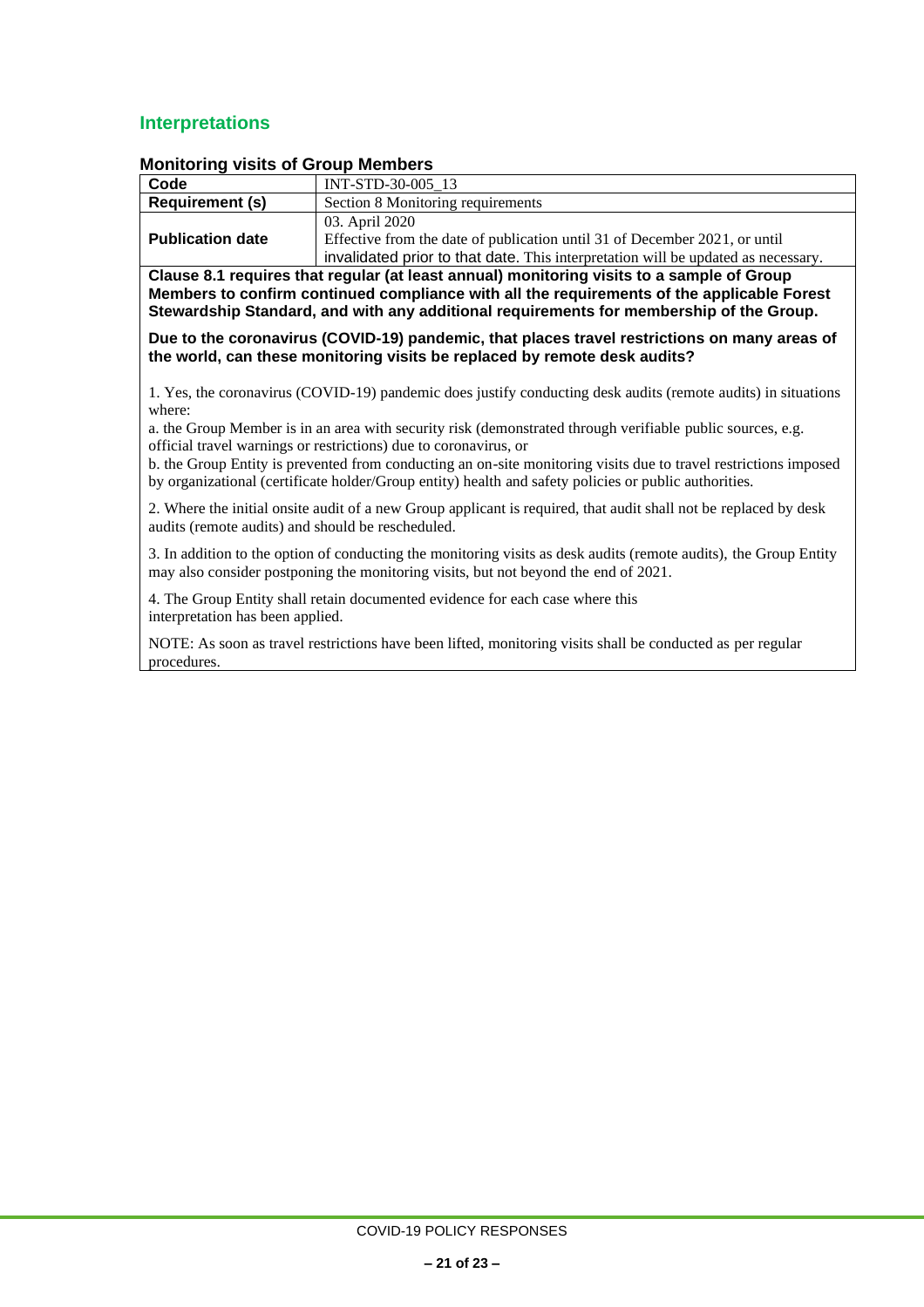## Interpretations

### Monitoring visits of Group Members

| **Code** | INT-STD-30-005_13 |
|---|---|
| **Requirement (s)** | Section 8 Monitoring requirements |
| **Publication date** | 03. April 2020<br>Effective from the date of publication until 31 of December 2021, or until invalidated prior to that date. This interpretation will be updated as necessary. |

**Clause 8.1 requires that regular (at least annual) monitoring visits to a sample of Group Members to confirm continued compliance with all the requirements of the applicable Forest Stewardship Standard, and with any additional requirements for membership of the Group.**

**Due to the coronavirus (COVID-19) pandemic, that places travel restrictions on many areas of the world, can these monitoring visits be replaced by remote desk audits?**

1. Yes, the coronavirus (COVID-19) pandemic does justify conducting desk audits (remote audits) in situations where:

a. the Group Member is in an area with security risk (demonstrated through verifiable public sources, e.g. official travel warnings or restrictions) due to coronavirus, or

b. the Group Entity is prevented from conducting an on-site monitoring visits due to travel restrictions imposed by organizational (certificate holder/Group entity) health and safety policies or public authorities.

2. Where the initial onsite audit of a new Group applicant is required, that audit shall not be replaced by desk audits (remote audits) and should be rescheduled.

3. In addition to the option of conducting the monitoring visits as desk audits (remote audits), the Group Entity may also consider postponing the monitoring visits, but not beyond the end of 2021.

4. The Group Entity shall retain documented evidence for each case where this interpretation has been applied.

NOTE: As soon as travel restrictions have been lifted, monitoring visits shall be conducted as per regular procedures.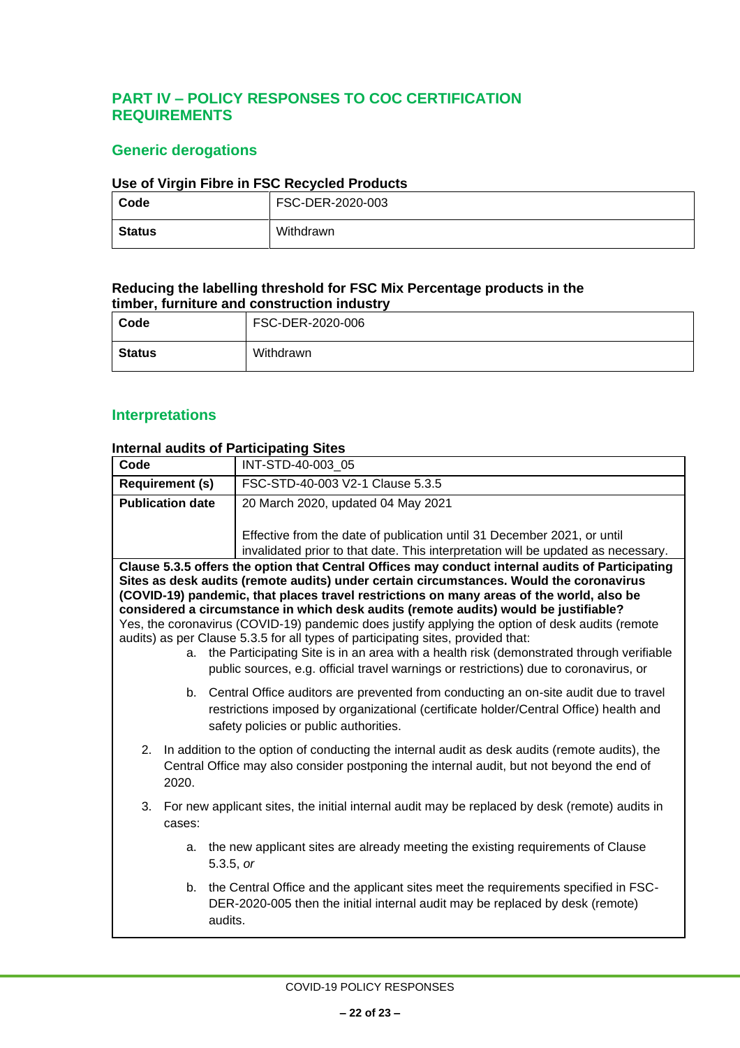## PART IV – POLICY RESPONSES TO COC CERTIFICATION REQUIREMENTS

### Generic derogations

#### Use of Virgin Fibre in FSC Recycled Products

| **Code** | FSC-DER-2020-003 |
|---|---|
| **Status** | Withdrawn |

#### Reducing the labelling threshold for FSC Mix Percentage products in the timber, furniture and construction industry

| **Code** | FSC-DER-2020-006 |
|---|---|
| **Status** | Withdrawn |

### Interpretations

#### Internal audits of Participating Sites

| **Code** | INT-STD-40-003_05 |
|---|---|
| **Requirement (s)** | FSC-STD-40-003 V2-1 Clause 5.3.5 |
| **Publication date** | 20 March 2020, updated 04 May 2021<br><br>Effective from the date of publication until 31 December 2021, or until invalidated prior to that date. This interpretation will be updated as necessary. |

**Clause 5.3.5 offers the option that Central Offices may conduct internal audits of Participating Sites as desk audits (remote audits) under certain circumstances. Would the coronavirus (COVID-19) pandemic, that places travel restrictions on many areas of the world, also be considered a circumstance in which desk audits (remote audits) would be justifiable?**

Yes, the coronavirus (COVID-19) pandemic does justify applying the option of desk audits (remote audits) as per Clause 5.3.5 for all types of participating sites, provided that:

a. the Participating Site is in an area with a health risk (demonstrated through verifiable public sources, e.g. official travel warnings or restrictions) due to coronavirus, or

b. Central Office auditors are prevented from conducting an on-site audit due to travel restrictions imposed by organizational (certificate holder/Central Office) health and safety policies or public authorities.

2. In addition to the option of conducting the internal audit as desk audits (remote audits), the Central Office may also consider postponing the internal audit, but not beyond the end of 2020.

3. For new applicant sites, the initial internal audit may be replaced by desk (remote) audits in cases:

   a. the new applicant sites are already meeting the existing requirements of Clause 5.3.5, *or*

   b. the Central Office and the applicant sites meet the requirements specified in FSC-DER-2020-005 then the initial internal audit may be replaced by desk (remote) audits.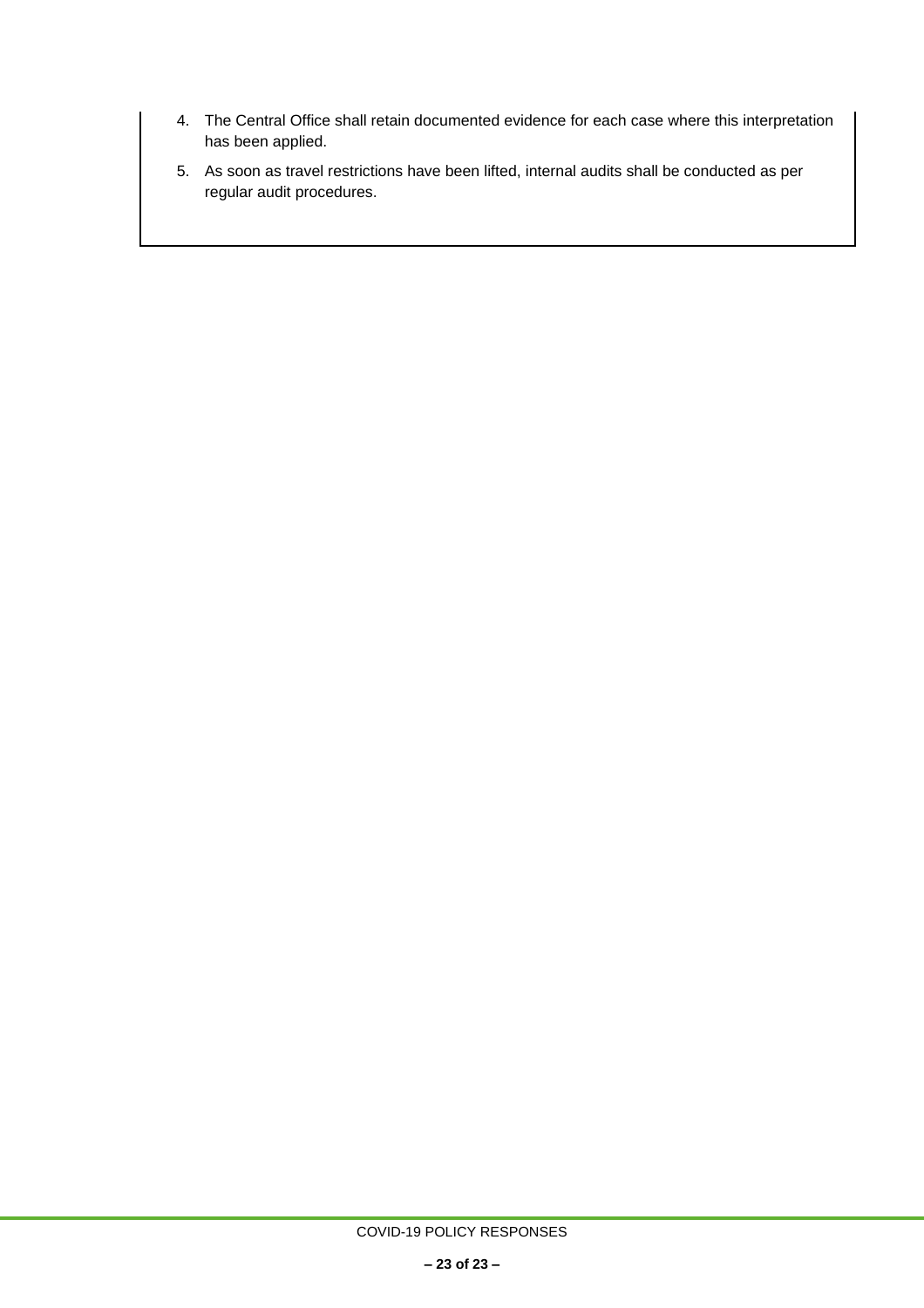4. The Central Office shall retain documented evidence for each case where this interpretation has been applied.
5. As soon as travel restrictions have been lifted, internal audits shall be conducted as per regular audit procedures.